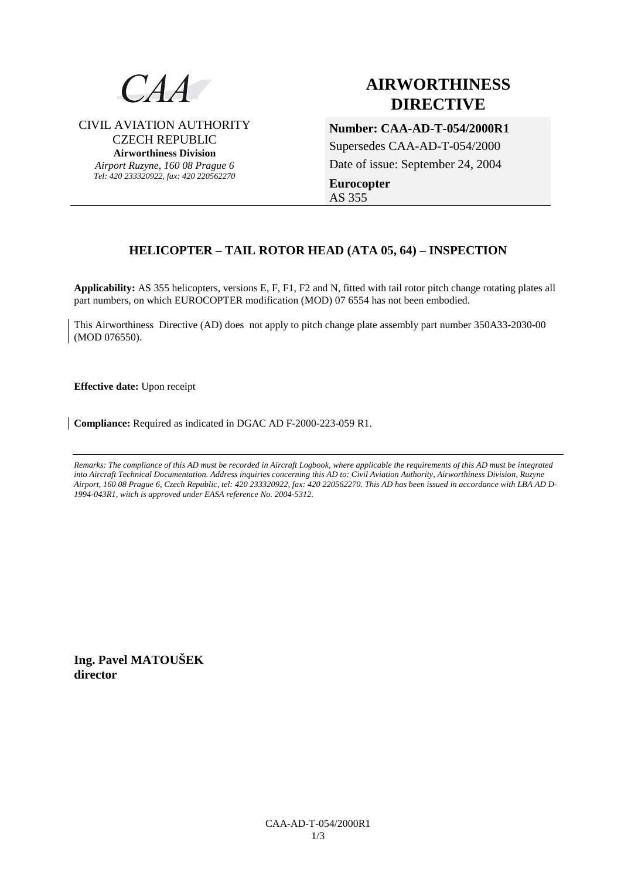CAA

CIVIL AVIATION AUTHORITY
CZECH REPUBLIC
**Airworthiness Division**
*Airport Ruzyne, 160 08 Prague 6*
*Tel: 420 233320922, fax: 420 220562270*

# AIRWORTHINESS DIRECTIVE

**Number: CAA-AD-T-054/2000R1**
Supersedes CAA-AD-T-054/2000
Date of issue: September 24, 2004

**Eurocopter**
AS 355

## HELICOPTER – TAIL ROTOR HEAD (ATA 05, 64) – INSPECTION

**Applicability:** AS 355 helicopters, versions E, F, F1, F2 and N, fitted with tail rotor pitch change rotating plates all part numbers, on which EUROCOPTER modification (MOD) 07 6554 has not been embodied.

This Airworthiness Directive (AD) does not apply to pitch change plate assembly part number 350A33-2030-00 (MOD 076550).

**Effective date:** Upon receipt

**Compliance:** Required as indicated in DGAC AD F-2000-223-059 R1.

*Remarks: The compliance of this AD must be recorded in Aircraft Logbook, where applicable the requirements of this AD must be integrated into Aircraft Technical Documentation. Address inquiries concerning this AD to: Civil Aviation Authority, Airworthiness Division, Ruzyne Airport, 160 08 Prague 6, Czech Republic, tel: 420 233320922, fax: 420 220562270. This AD has been issued in accordance with LBA AD D-1994-043R1, witch is approved under EASA reference No. 2004-5312.*

**Ing. Pavel MATOUŠEK**
**director**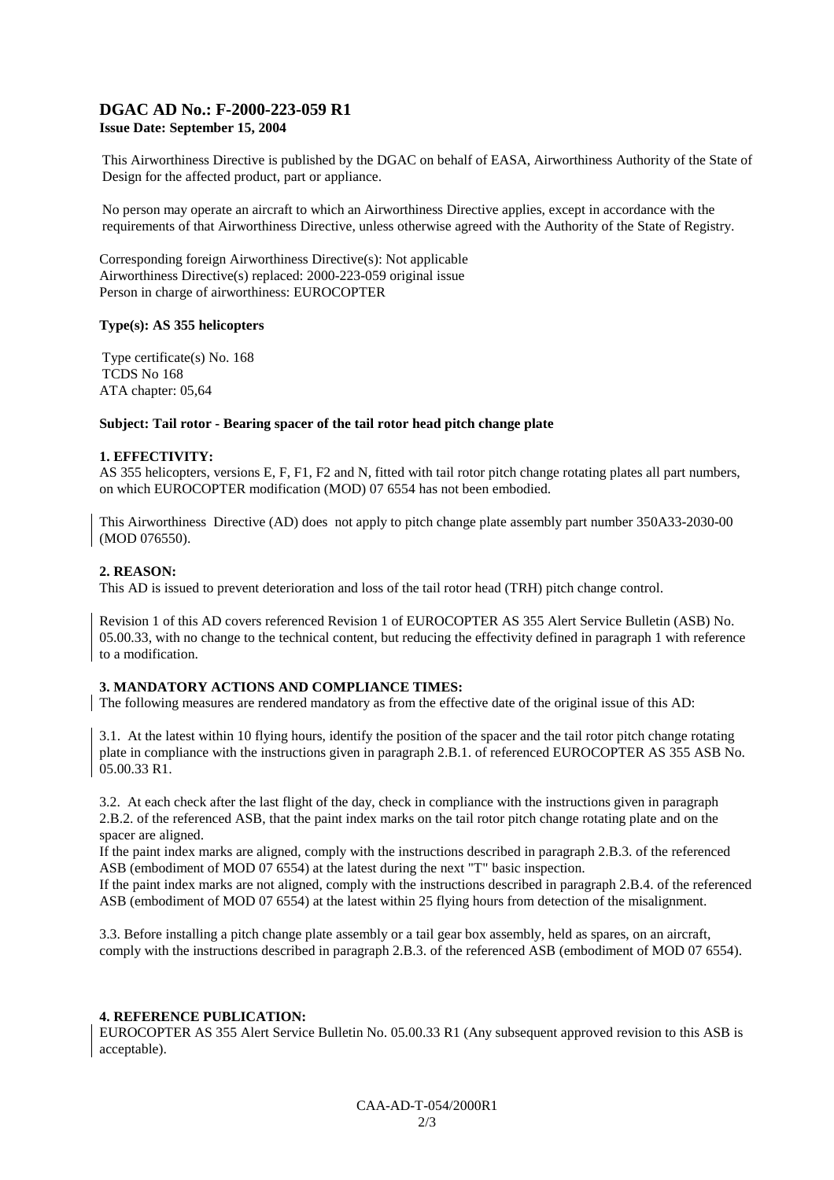## DGAC AD No.: F-2000-223-059 R1
**Issue Date: September 15, 2004**

This Airworthiness Directive is published by the DGAC on behalf of EASA, Airworthiness Authority of the State of Design for the affected product, part or appliance.

No person may operate an aircraft to which an Airworthiness Directive applies, except in accordance with the requirements of that Airworthiness Directive, unless otherwise agreed with the Authority of the State of Registry.

Corresponding foreign Airworthiness Directive(s): Not applicable
Airworthiness Directive(s) replaced: 2000-223-059 original issue
Person in charge of airworthiness: EUROCOPTER

**Type(s): AS 355 helicopters**

Type certificate(s) No. 168
TCDS No 168
ATA chapter: 05,64

**Subject: Tail rotor - Bearing spacer of the tail rotor head pitch change plate**

**1. EFFECTIVITY:**
AS 355 helicopters, versions E, F, F1, F2 and N, fitted with tail rotor pitch change rotating plates all part numbers, on which EUROCOPTER modification (MOD) 07 6554 has not been embodied.

This Airworthiness Directive (AD) does not apply to pitch change plate assembly part number 350A33-2030-00 (MOD 076550).

**2. REASON:**
This AD is issued to prevent deterioration and loss of the tail rotor head (TRH) pitch change control.

Revision 1 of this AD covers referenced Revision 1 of EUROCOPTER AS 355 Alert Service Bulletin (ASB) No. 05.00.33, with no change to the technical content, but reducing the effectivity defined in paragraph 1 with reference to a modification.

**3. MANDATORY ACTIONS AND COMPLIANCE TIMES:**
The following measures are rendered mandatory as from the effective date of the original issue of this AD:

3.1. At the latest within 10 flying hours, identify the position of the spacer and the tail rotor pitch change rotating plate in compliance with the instructions given in paragraph 2.B.1. of referenced EUROCOPTER AS 355 ASB No. 05.00.33 R1.

3.2. At each check after the last flight of the day, check in compliance with the instructions given in paragraph 2.B.2. of the referenced ASB, that the paint index marks on the tail rotor pitch change rotating plate and on the spacer are aligned.
If the paint index marks are aligned, comply with the instructions described in paragraph 2.B.3. of the referenced ASB (embodiment of MOD 07 6554) at the latest during the next "T" basic inspection.
If the paint index marks are not aligned, comply with the instructions described in paragraph 2.B.4. of the referenced ASB (embodiment of MOD 07 6554) at the latest within 25 flying hours from detection of the misalignment.

3.3. Before installing a pitch change plate assembly or a tail gear box assembly, held as spares, on an aircraft, comply with the instructions described in paragraph 2.B.3. of the referenced ASB (embodiment of MOD 07 6554).

**4. REFERENCE PUBLICATION:**
EUROCOPTER AS 355 Alert Service Bulletin No. 05.00.33 R1 (Any subsequent approved revision to this ASB is acceptable).

CAA-AD-T-054/2000R1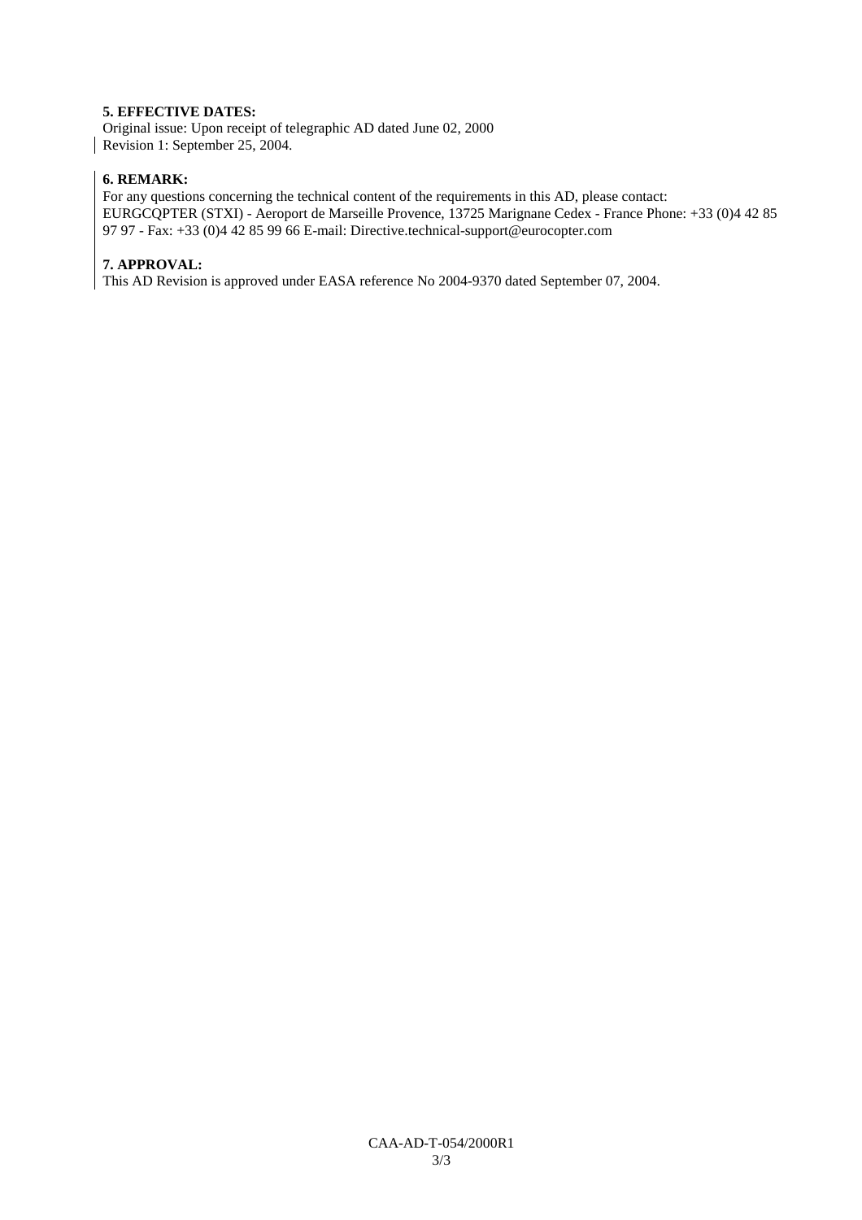**5. EFFECTIVE DATES:**

Original issue: Upon receipt of telegraphic AD dated June 02, 2000
Revision 1: September 25, 2004.

**6. REMARK:**

For any questions concerning the technical content of the requirements in this AD, please contact:
EURGCQPTER (STXI) - Aeroport de Marseille Provence, 13725 Marignane Cedex - France Phone: +33 (0)4 42 85 97 97 - Fax: +33 (0)4 42 85 99 66 E-mail: Directive.technical-support@eurocopter.com

**7. APPROVAL:**

This AD Revision is approved under EASA reference No 2004-9370 dated September 07, 2004.

CAA-AD-T-054/2000R1